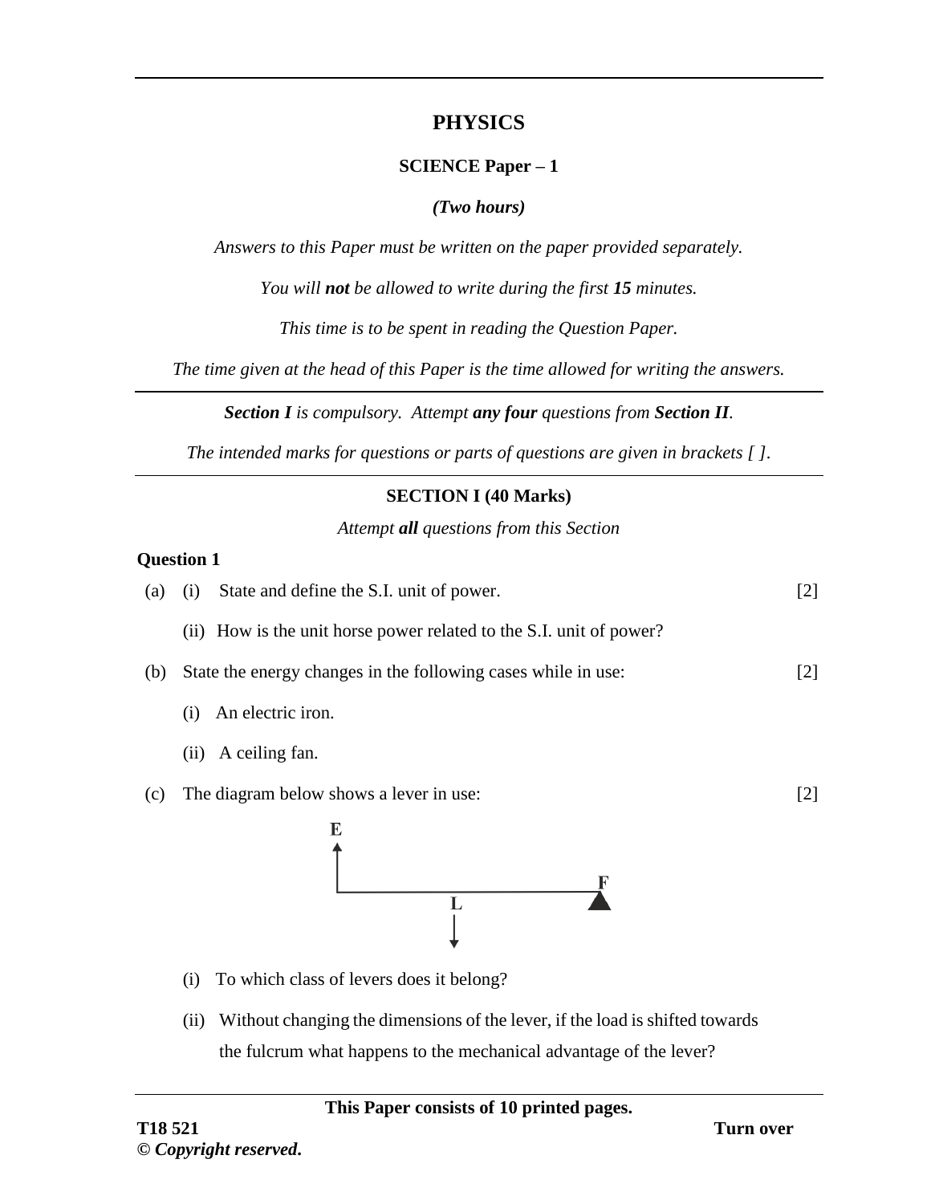# PHYSICS

## SCIENCE Paper – 1

***(Two hours)***

*Answers to this Paper must be written on the paper provided separately.*

*You will **not** be allowed to write during the first **15** minutes.*

*This time is to be spent in reading the Question Paper.*

*The time given at the head of this Paper is the time allowed for writing the answers.*

***Section I** is compulsory. Attempt **any four** questions from **Section II**.*

*The intended marks for questions or parts of questions are given in brackets [ ].*

## SECTION I (40 Marks)

*Attempt **all** questions from this Section*

**Question 1**

(a) (i) State and define the S.I. unit of power. [2]

(ii) How is the unit horse power related to the S.I. unit of power?

(b) State the energy changes in the following cases while in use: [2]

(i) An electric iron.

(ii) A ceiling fan.

(c) The diagram below shows a lever in use: [2]

(i) To which class of levers does it belong?

(ii) Without changing the dimensions of the lever, if the load is shifted towards the fulcrum what happens to the mechanical advantage of the lever?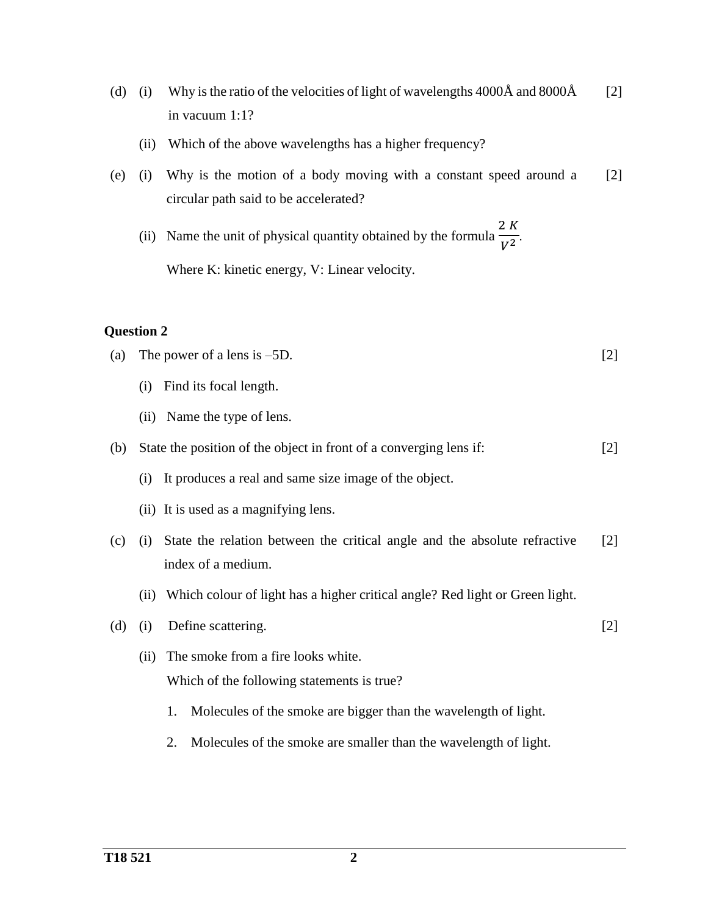(d) (i) Why is the ratio of the velocities of light of wavelengths 4000Å and 8000Å in vacuum 1:1? [2]

(ii) Which of the above wavelengths has a higher frequency?

(e) (i) Why is the motion of a body moving with a constant speed around a circular path said to be accelerated? [2]

(ii) Name the unit of physical quantity obtained by the formula $\frac{2K}{V^2}$.

Where K: kinetic energy, V: Linear velocity.

**Question 2**

(a) The power of a lens is –5D. [2]

(i) Find its focal length.

(ii) Name the type of lens.

(b) State the position of the object in front of a converging lens if: [2]

(i) It produces a real and same size image of the object.

(ii) It is used as a magnifying lens.

(c) (i) State the relation between the critical angle and the absolute refractive index of a medium. [2]

(ii) Which colour of light has a higher critical angle? Red light or Green light.

(d) (i) Define scattering. [2]

(ii) The smoke from a fire looks white.

Which of the following statements is true?

1. Molecules of the smoke are bigger than the wavelength of light.
2. Molecules of the smoke are smaller than the wavelength of light.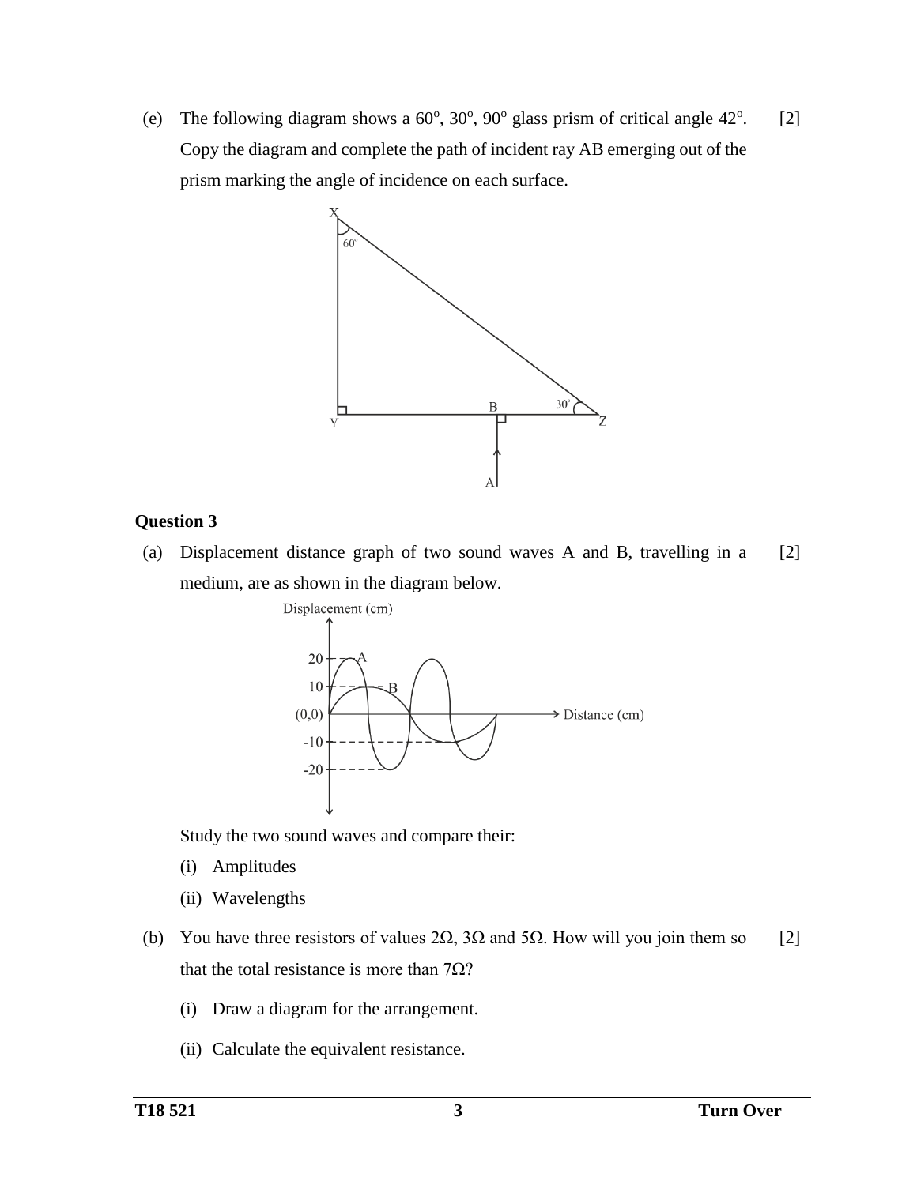(e) The following diagram shows a 60°, 30°, 90° glass prism of critical angle 42°. Copy the diagram and complete the path of incident ray AB emerging out of the prism marking the angle of incidence on each surface. [2]

### Question 3

(a) Displacement distance graph of two sound waves A and B, travelling in a medium, are as shown in the diagram below. [2]

Study the two sound waves and compare their:

(i) Amplitudes

(ii) Wavelengths

(b) You have three resistors of values 2Ω, 3Ω and 5Ω. How will you join them so that the total resistance is more than 7Ω? [2]

(i) Draw a diagram for the arrangement.

(ii) Calculate the equivalent resistance.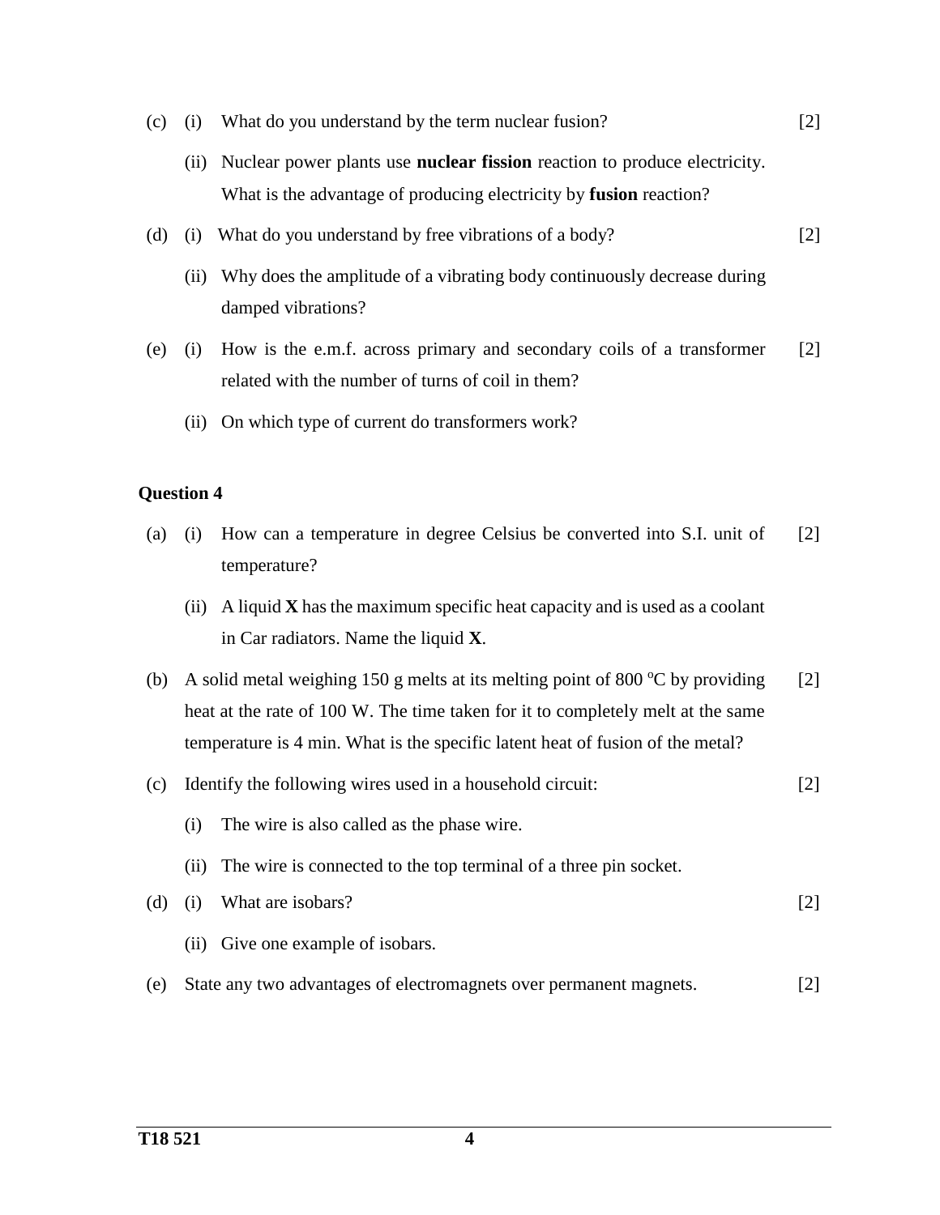(c) (i) What do you understand by the term nuclear fusion? [2]

(ii) Nuclear power plants use **nuclear fission** reaction to produce electricity. What is the advantage of producing electricity by **fusion** reaction?

(d) (i) What do you understand by free vibrations of a body? [2]

(ii) Why does the amplitude of a vibrating body continuously decrease during damped vibrations?

(e) (i) How is the e.m.f. across primary and secondary coils of a transformer related with the number of turns of coil in them? [2]

(ii) On which type of current do transformers work?

**Question 4**

(a) (i) How can a temperature in degree Celsius be converted into S.I. unit of temperature? [2]

(ii) A liquid **X** has the maximum specific heat capacity and is used as a coolant in Car radiators. Name the liquid **X**.

(b) A solid metal weighing 150 g melts at its melting point of 800 $^{o}$C by providing heat at the rate of 100 W. The time taken for it to completely melt at the same temperature is 4 min. What is the specific latent heat of fusion of the metal? [2]

(c) Identify the following wires used in a household circuit: [2]

(i) The wire is also called as the phase wire.

(ii) The wire is connected to the top terminal of a three pin socket.

(d) (i) What are isobars? [2]

(ii) Give one example of isobars.

(e) State any two advantages of electromagnets over permanent magnets. [2]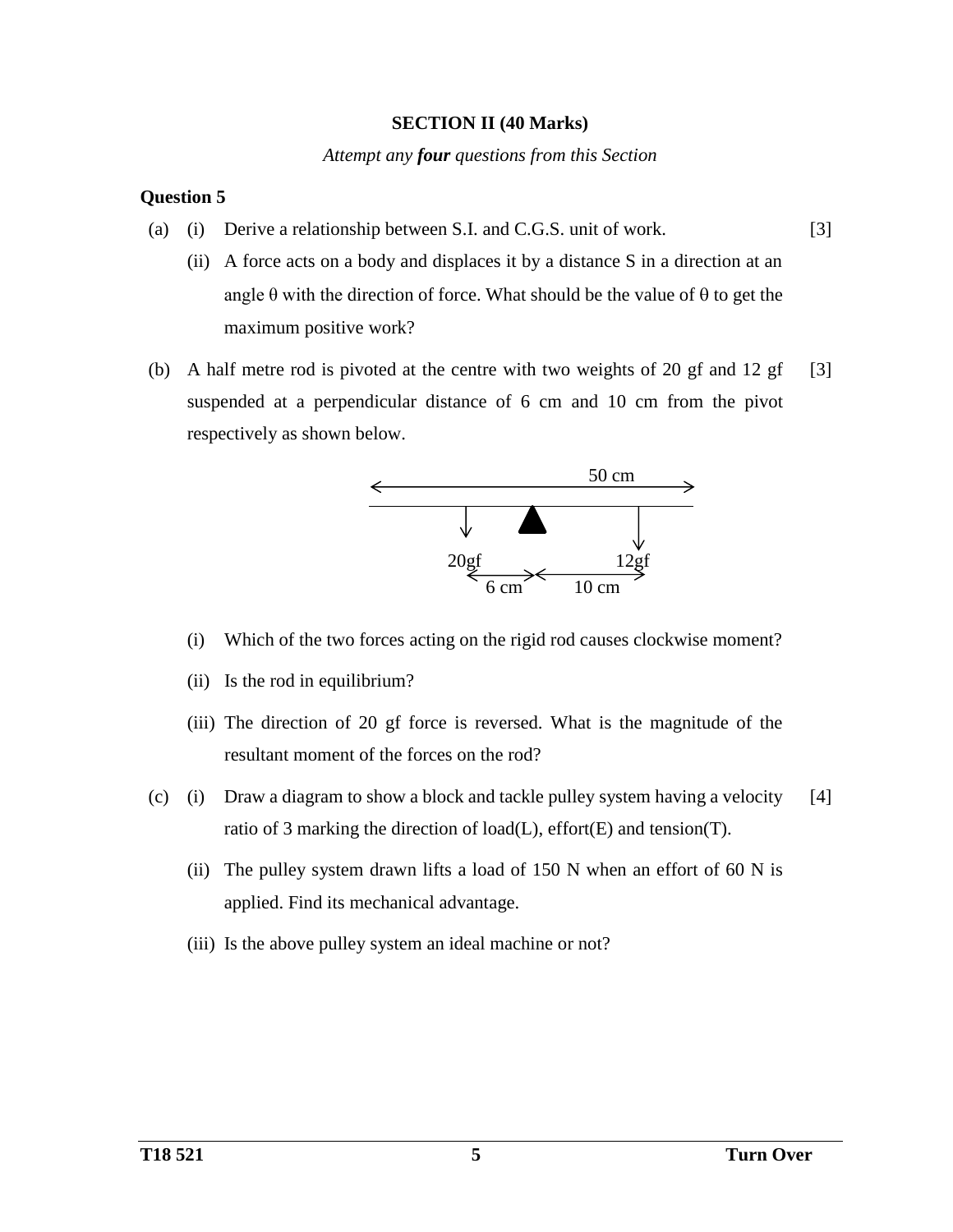**SECTION II (40 Marks)**

*Attempt any **four** questions from this Section*

**Question 5**

(a) (i) Derive a relationship between S.I. and C.G.S. unit of work. [3]

(ii) A force acts on a body and displaces it by a distance S in a direction at an angle θ with the direction of force. What should be the value of θ to get the maximum positive work?

(b) A half metre rod is pivoted at the centre with two weights of 20 gf and 12 gf suspended at a perpendicular distance of 6 cm and 10 cm from the pivot respectively as shown below. [3]

50 cm

20gf 12gf

6 cm 10 cm

(i) Which of the two forces acting on the rigid rod causes clockwise moment?

(ii) Is the rod in equilibrium?

(iii) The direction of 20 gf force is reversed. What is the magnitude of the resultant moment of the forces on the rod?

(c) (i) Draw a diagram to show a block and tackle pulley system having a velocity ratio of 3 marking the direction of load(L), effort(E) and tension(T). [4]

(ii) The pulley system drawn lifts a load of 150 N when an effort of 60 N is applied. Find its mechanical advantage.

(iii) Is the above pulley system an ideal machine or not?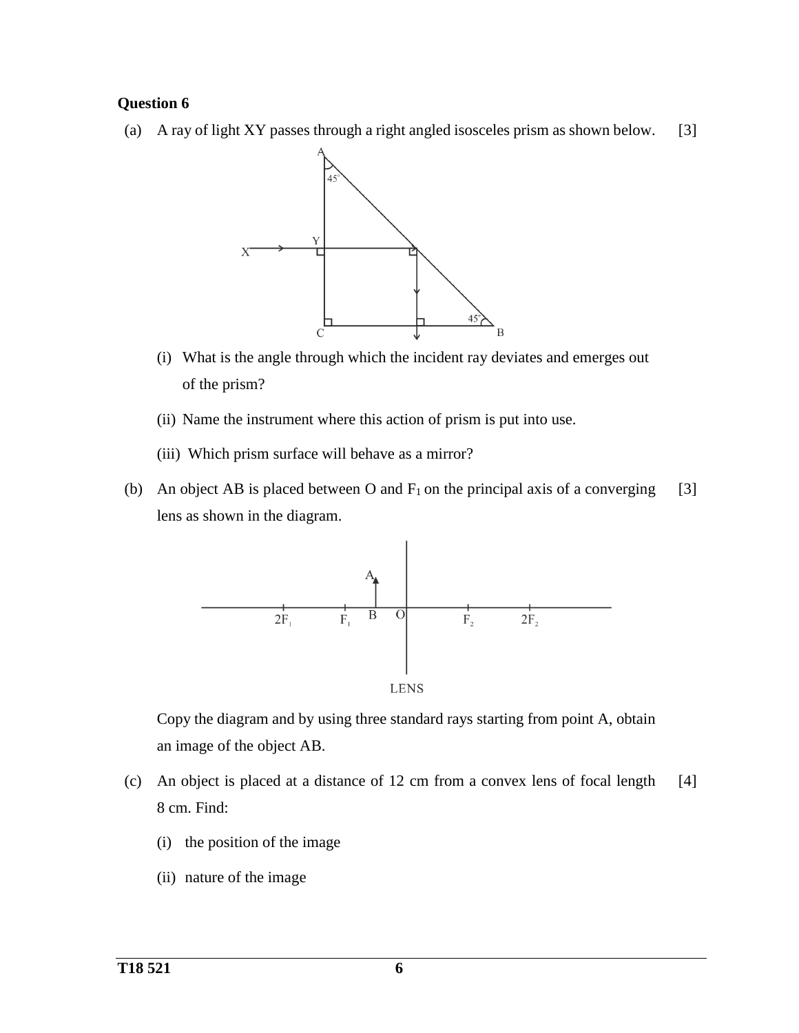**Question 6**

(a) A ray of light XY passes through a right angled isosceles prism as shown below. [3]

(i) What is the angle through which the incident ray deviates and emerges out of the prism?

(ii) Name the instrument where this action of prism is put into use.

(iii) Which prism surface will behave as a mirror?

(b) An object AB is placed between O and $F_1$ on the principal axis of a converging lens as shown in the diagram. [3]

Copy the diagram and by using three standard rays starting from point A, obtain an image of the object AB.

(c) An object is placed at a distance of 12 cm from a convex lens of focal length 8 cm. Find: [4]

(i) the position of the image

(ii) nature of the image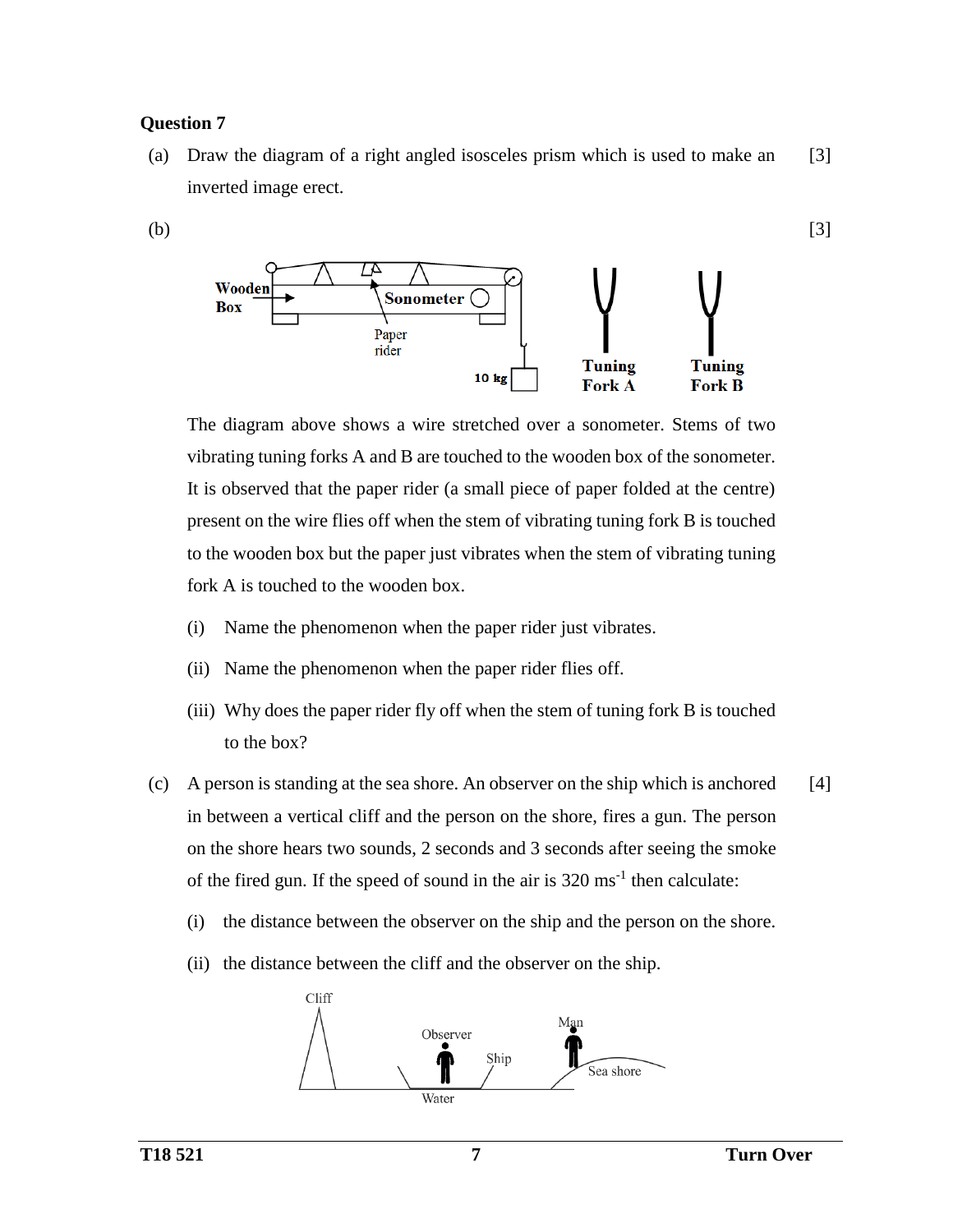**Question 7**

(a) Draw the diagram of a right angled isosceles prism which is used to make an inverted image erect. [3]

(b) [3]

The diagram above shows a wire stretched over a sonometer. Stems of two vibrating tuning forks A and B are touched to the wooden box of the sonometer. It is observed that the paper rider (a small piece of paper folded at the centre) present on the wire flies off when the stem of vibrating tuning fork B is touched to the wooden box but the paper just vibrates when the stem of vibrating tuning fork A is touched to the wooden box.

(i) Name the phenomenon when the paper rider just vibrates.

(ii) Name the phenomenon when the paper rider flies off.

(iii) Why does the paper rider fly off when the stem of tuning fork B is touched to the box?

(c) A person is standing at the sea shore. An observer on the ship which is anchored in between a vertical cliff and the person on the shore, fires a gun. The person on the shore hears two sounds, 2 seconds and 3 seconds after seeing the smoke of the fired gun. If the speed of sound in the air is 320 $ms^{-1}$ then calculate: [4]

(i) the distance between the observer on the ship and the person on the shore.

(ii) the distance between the cliff and the observer on the ship.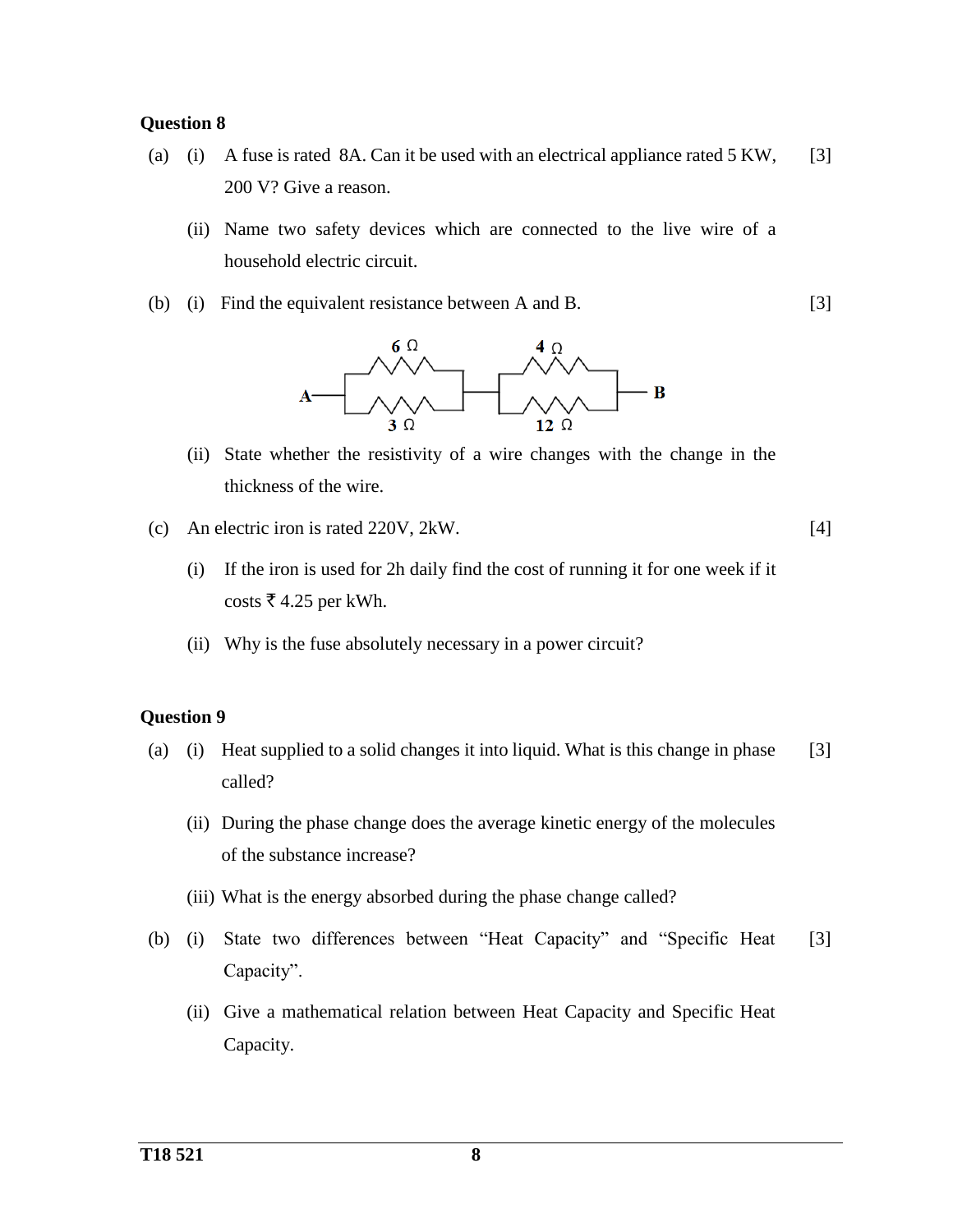**Question 8**

(a) (i) A fuse is rated 8A. Can it be used with an electrical appliance rated 5 KW, 200 V? Give a reason. [3]

(ii) Name two safety devices which are connected to the live wire of a household electric circuit.

(b) (i) Find the equivalent resistance between A and B. [3]

A — [6 Ω parallel with 3 Ω] — [4 Ω parallel with 12 Ω] — B

(ii) State whether the resistivity of a wire changes with the change in the thickness of the wire.

(c) An electric iron is rated 220V, 2kW. [4]

(i) If the iron is used for 2h daily find the cost of running it for one week if it costs ₹ 4.25 per kWh.

(ii) Why is the fuse absolutely necessary in a power circuit?

**Question 9**

(a) (i) Heat supplied to a solid changes it into liquid. What is this change in phase called? [3]

(ii) During the phase change does the average kinetic energy of the molecules of the substance increase?

(iii) What is the energy absorbed during the phase change called?

(b) (i) State two differences between "Heat Capacity" and "Specific Heat Capacity". [3]

(ii) Give a mathematical relation between Heat Capacity and Specific Heat Capacity.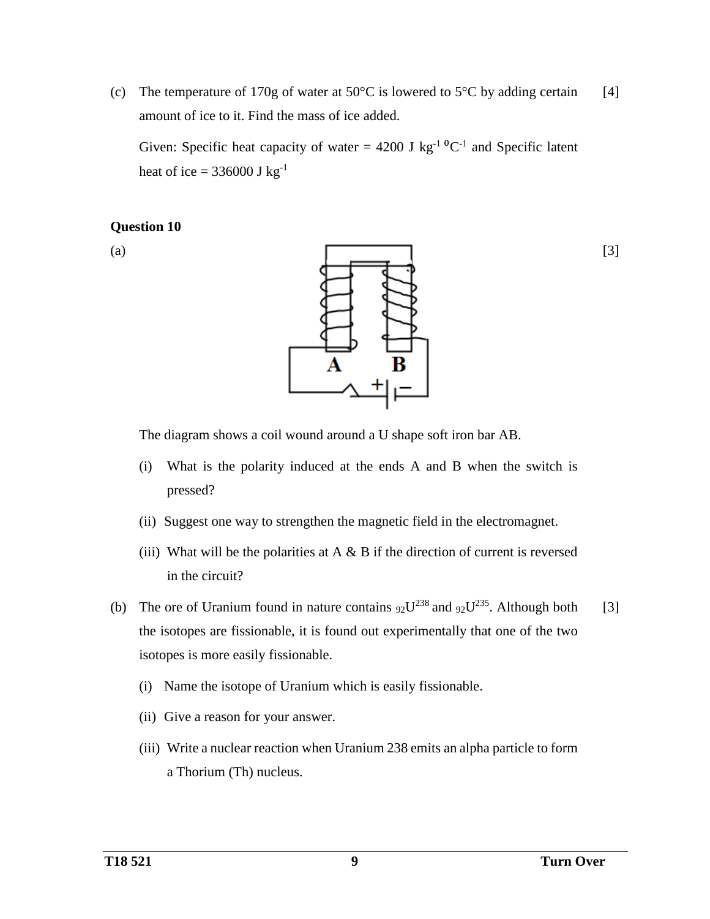(c) The temperature of 170g of water at 50°C is lowered to 5°C by adding certain amount of ice to it. Find the mass of ice added. [4]

Given: Specific heat capacity of water = 4200 J $kg^{-1}$ $^0C^{-1}$ and Specific latent heat of ice = 336000 J $kg^{-1}$

**Question 10**

(a) [3]

The diagram shows a coil wound around a U shape soft iron bar AB.

(i) What is the polarity induced at the ends A and B when the switch is pressed?

(ii) Suggest one way to strengthen the magnetic field in the electromagnet.

(iii) What will be the polarities at A & B if the direction of current is reversed in the circuit?

(b) The ore of Uranium found in nature contains ${}_{92}U^{238}$ and ${}_{92}U^{235}$. Although both the isotopes are fissionable, it is found out experimentally that one of the two isotopes is more easily fissionable. [3]

(i) Name the isotope of Uranium which is easily fissionable.

(ii) Give a reason for your answer.

(iii) Write a nuclear reaction when Uranium 238 emits an alpha particle to form a Thorium (Th) nucleus.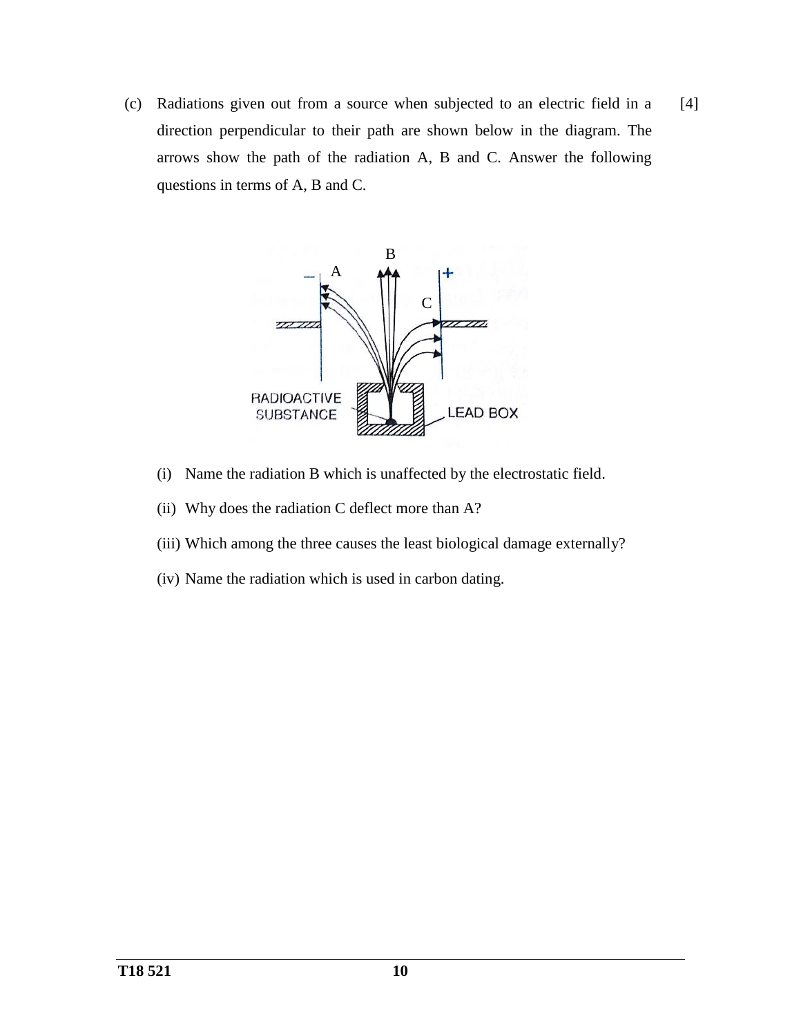(c) Radiations given out from a source when subjected to an electric field in a direction perpendicular to their path are shown below in the diagram. The arrows show the path of the radiation A, B and C. Answer the following questions in terms of A, B and C. [4]

B

A

C

–

+

RADIOACTIVE SUBSTANCE

LEAD BOX

(i) Name the radiation B which is unaffected by the electrostatic field.

(ii) Why does the radiation C deflect more than A?

(iii) Which among the three causes the least biological damage externally?

(iv) Name the radiation which is used in carbon dating.